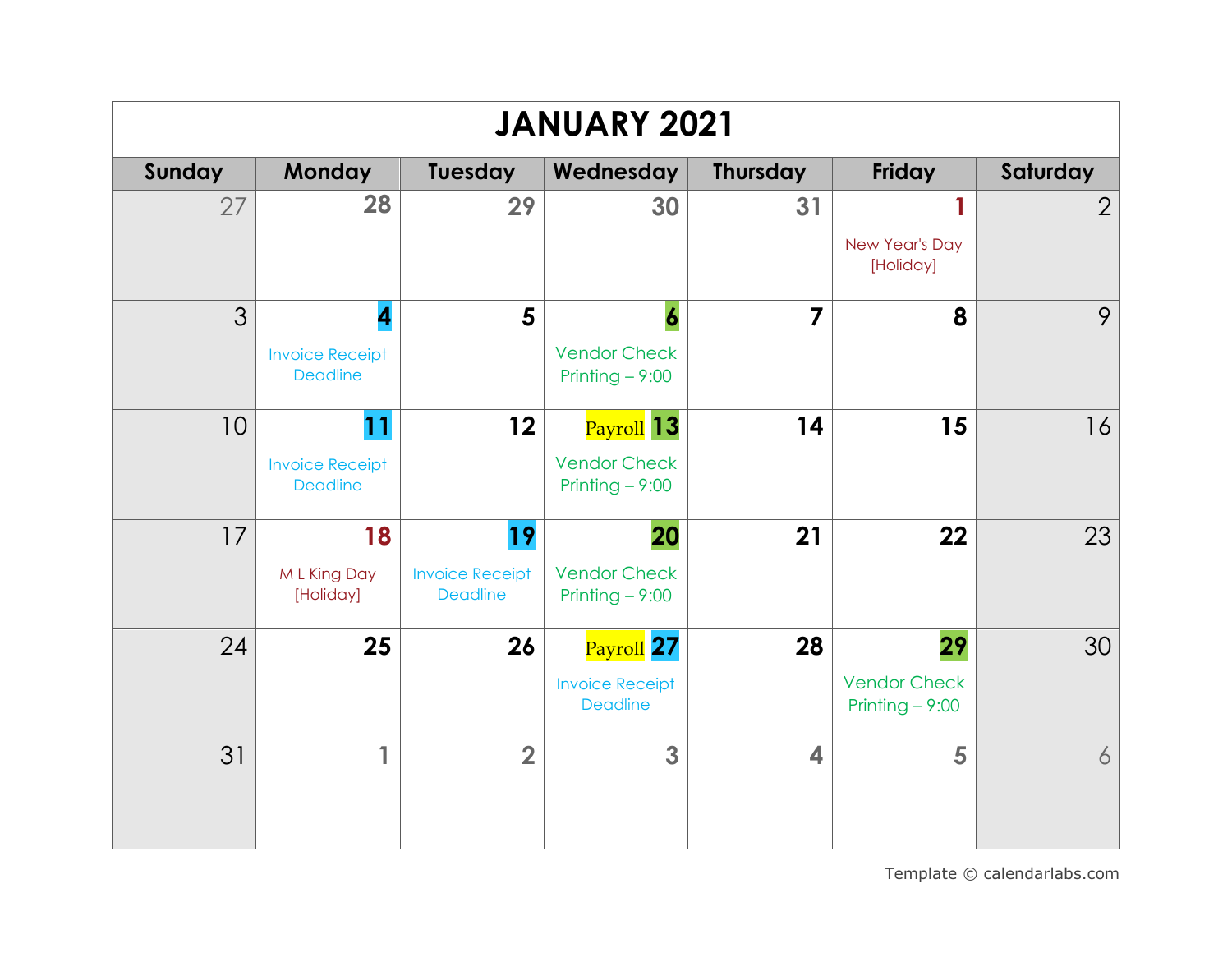# JANUARY 2021

| Sunday | Monday | Tuesday | Wednesday | Thursday | Friday | Saturday |
|---|---|---|---|---|---|---|
| 27 | 28 | 29 | 30 | 31 | 1 New Year's Day [Holiday] | 2 |
| 3 | 4 Invoice Receipt Deadline | 5 | 6 Vendor Check Printing – 9:00 | 7 | 8 | 9 |
| 10 | 11 Invoice Receipt Deadline | 12 | Payroll 13 Vendor Check Printing – 9:00 | 14 | 15 | 16 |
| 17 | 18 M L King Day [Holiday] | 19 Invoice Receipt Deadline | 20 Vendor Check Printing – 9:00 | 21 | 22 | 23 |
| 24 | 25 | 26 | Payroll 27 Invoice Receipt Deadline | 28 | 29 Vendor Check Printing – 9:00 | 30 |
| 31 | 1 | 2 | 3 | 4 | 5 | 6 |

Template © calendarlabs.com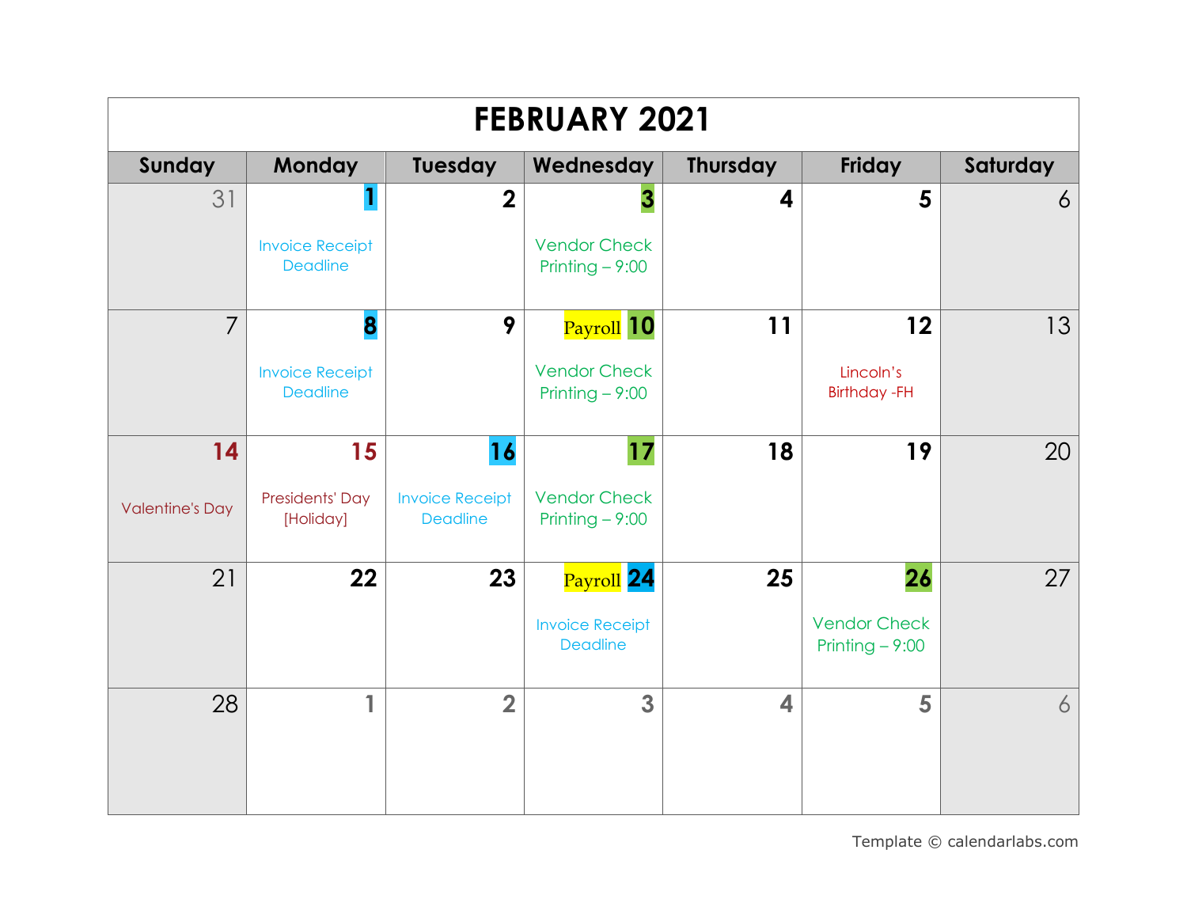# FEBRUARY 2021

| Sunday | Monday | Tuesday | Wednesday | Thursday | Friday | Saturday |
|---|---|---|---|---|---|---|
| 31 | 1<br>Invoice Receipt Deadline | 2 | 3<br>Vendor Check Printing – 9:00 | 4 | 5 | 6 |
| 7 | 8<br>Invoice Receipt Deadline | 9 | Payroll 10<br>Vendor Check Printing – 9:00 | 11 | 12<br>Lincoln's Birthday -FH | 13 |
| 14<br>Valentine's Day | 15<br>Presidents' Day [Holiday] | 16<br>Invoice Receipt Deadline | 17<br>Vendor Check Printing – 9:00 | 18 | 19 | 20 |
| 21 | 22 | 23 | Payroll 24<br>Invoice Receipt Deadline | 25 | 26<br>Vendor Check Printing – 9:00 | 27 |
| 28 | 1 | 2 | 3 | 4 | 5 | 6 |

Template © calendarlabs.com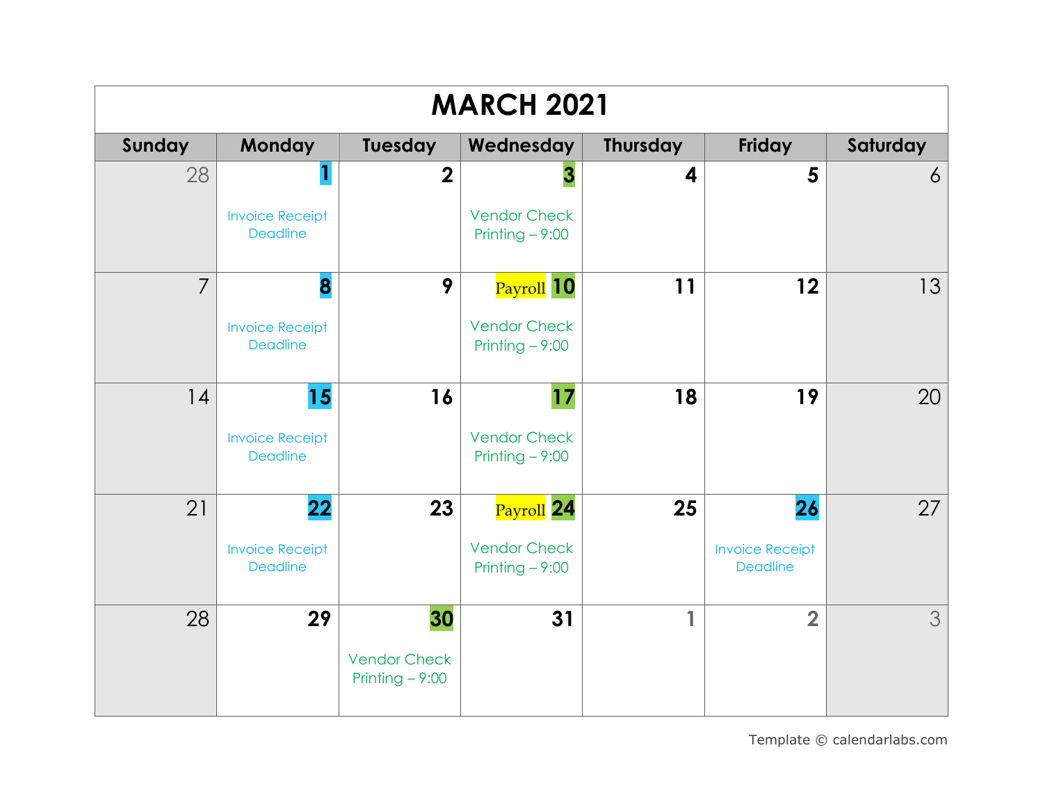# MARCH 2021

| Sunday | Monday | Tuesday | Wednesday | Thursday | Friday | Saturday |
|---|---|---|---|---|---|---|
| 28 | 1<br>Invoice Receipt Deadline | 2 | 3<br>Vendor Check Printing – 9:00 | 4 | 5 | 6 |
| 7 | 8<br>Invoice Receipt Deadline | 9 | Payroll 10<br>Vendor Check Printing – 9:00 | 11 | 12 | 13 |
| 14 | 15<br>Invoice Receipt Deadline | 16 | 17<br>Vendor Check Printing – 9:00 | 18 | 19 | 20 |
| 21 | 22<br>Invoice Receipt Deadline | 23 | Payroll 24<br>Vendor Check Printing – 9:00 | 25 | 26<br>Invoice Receipt Deadline | 27 |
| 28 | 29 | 30<br>Vendor Check Printing – 9:00 | 31 | 1 | 2 | 3 |

Template © calendarlabs.com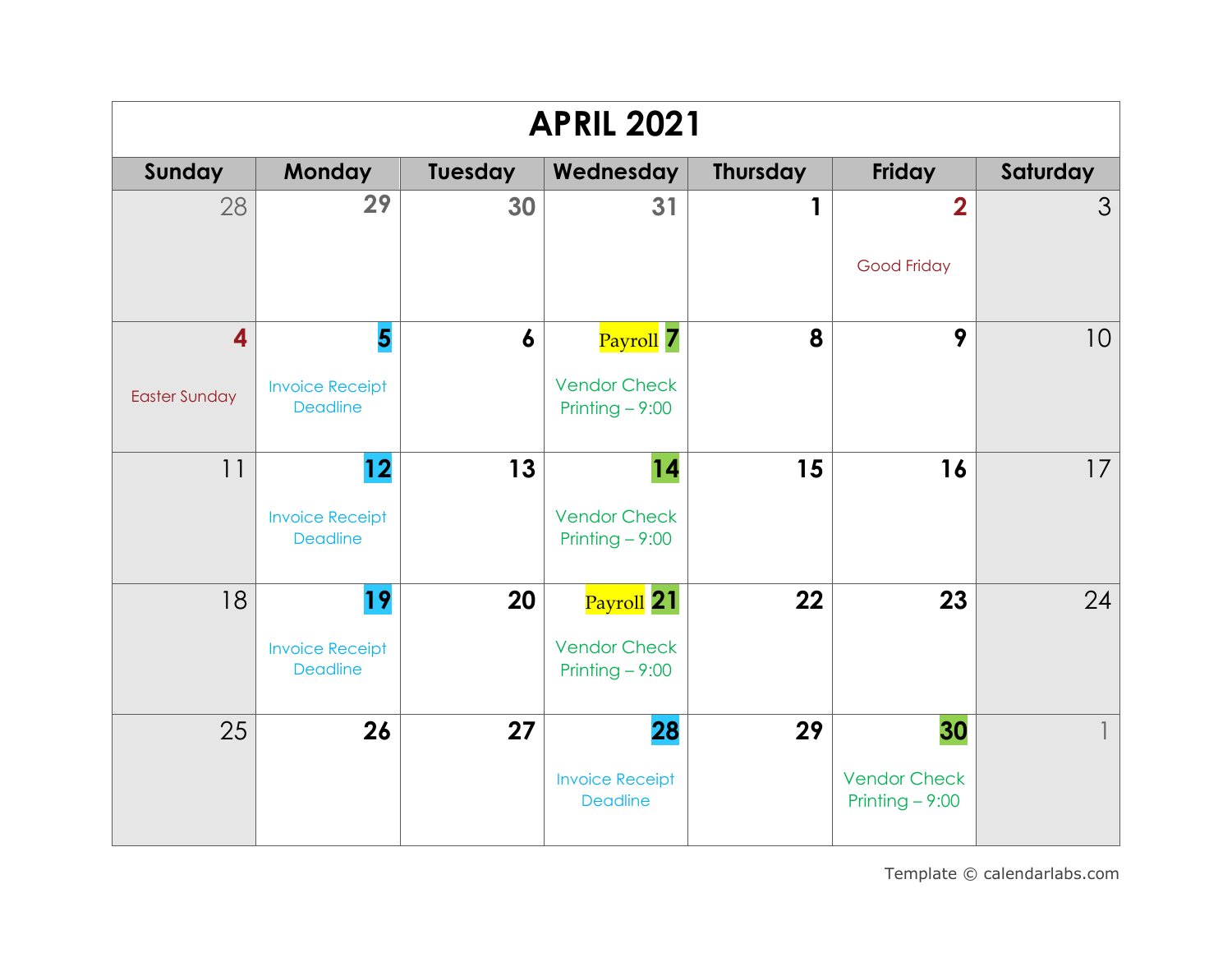# APRIL 2021

| Sunday | Monday | Tuesday | Wednesday | Thursday | Friday | Saturday |
|---|---|---|---|---|---|---|
| 28 | 29 | 30 | 31 | 1 | 2 Good Friday | 3 |
| 4 Easter Sunday | 5 Invoice Receipt Deadline | 6 | Payroll 7 Vendor Check Printing – 9:00 | 8 | 9 | 10 |
| 11 | 12 Invoice Receipt Deadline | 13 | 14 Vendor Check Printing – 9:00 | 15 | 16 | 17 |
| 18 | 19 Invoice Receipt Deadline | 20 | Payroll 21 Vendor Check Printing – 9:00 | 22 | 23 | 24 |
| 25 | 26 | 27 | 28 Invoice Receipt Deadline | 29 | 30 Vendor Check Printing – 9:00 | 1 |

Template © calendarlabs.com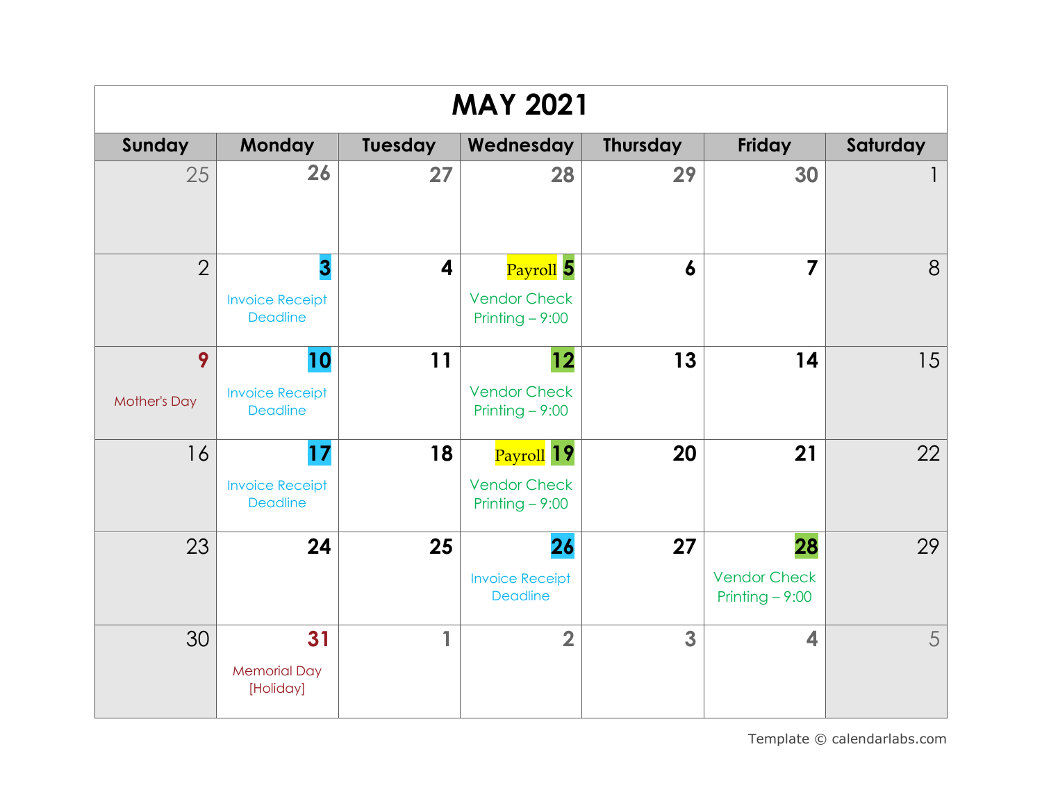# MAY 2021

| Sunday | Monday | Tuesday | Wednesday | Thursday | Friday | Saturday |
|---|---|---|---|---|---|---|
| 25 | 26 | 27 | 28 | 29 | 30 | 1 |
| 2 | 3 Invoice Receipt Deadline | 4 | Payroll 5 Vendor Check Printing – 9:00 | 6 | 7 | 8 |
| 9 Mother's Day | 10 Invoice Receipt Deadline | 11 | 12 Vendor Check Printing – 9:00 | 13 | 14 | 15 |
| 16 | 17 Invoice Receipt Deadline | 18 | Payroll 19 Vendor Check Printing – 9:00 | 20 | 21 | 22 |
| 23 | 24 | 25 | 26 Invoice Receipt Deadline | 27 | 28 Vendor Check Printing – 9:00 | 29 |
| 30 | 31 Memorial Day [Holiday] | 1 | 2 | 3 | 4 | 5 |

Template © calendarlabs.com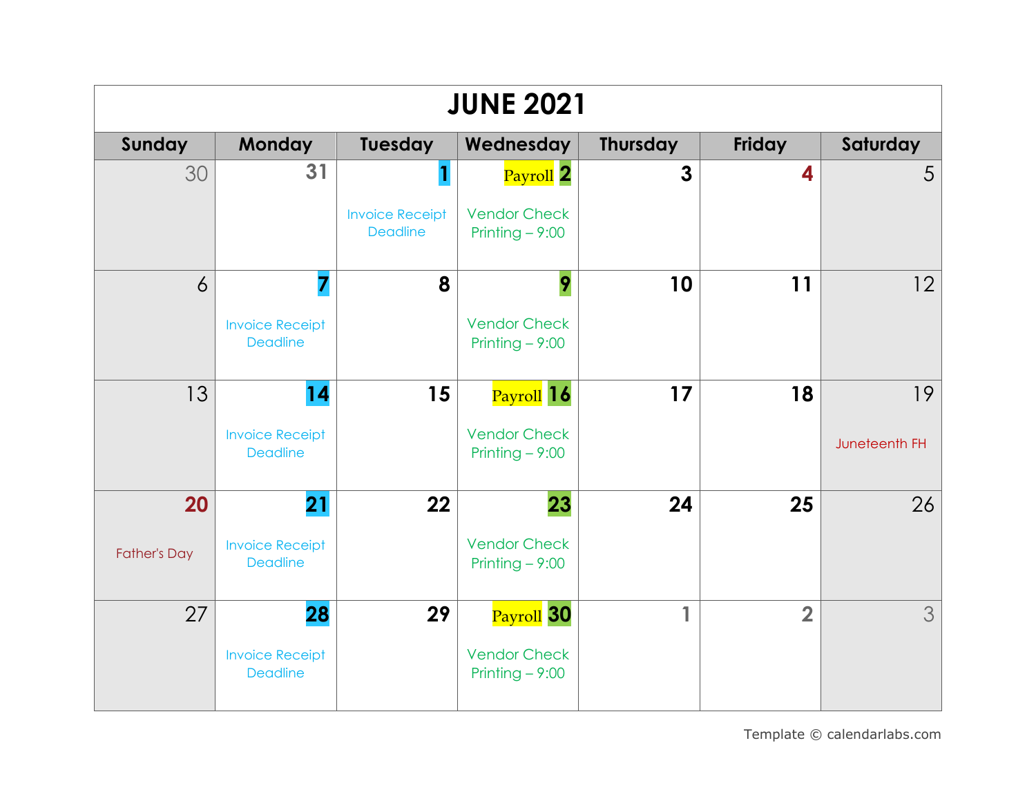# JUNE 2021

| Sunday | Monday | Tuesday | Wednesday | Thursday | Friday | Saturday |
|---|---|---|---|---|---|---|
| 30 | 31 | 1<br>Invoice Receipt Deadline | Payroll 2<br>Vendor Check Printing – 9:00 | 3 | 4 | 5 |
| 6 | 7<br>Invoice Receipt Deadline | 8 | 9<br>Vendor Check Printing – 9:00 | 10 | 11 | 12 |
| 13 | 14<br>Invoice Receipt Deadline | 15 | Payroll 16<br>Vendor Check Printing – 9:00 | 17 | 18 | 19<br>Juneteenth FH |
| 20<br>Father's Day | 21<br>Invoice Receipt Deadline | 22 | 23<br>Vendor Check Printing – 9:00 | 24 | 25 | 26 |
| 27 | 28<br>Invoice Receipt Deadline | 29 | Payroll 30<br>Vendor Check Printing – 9:00 | 1 | 2 | 3 |

Template © calendarlabs.com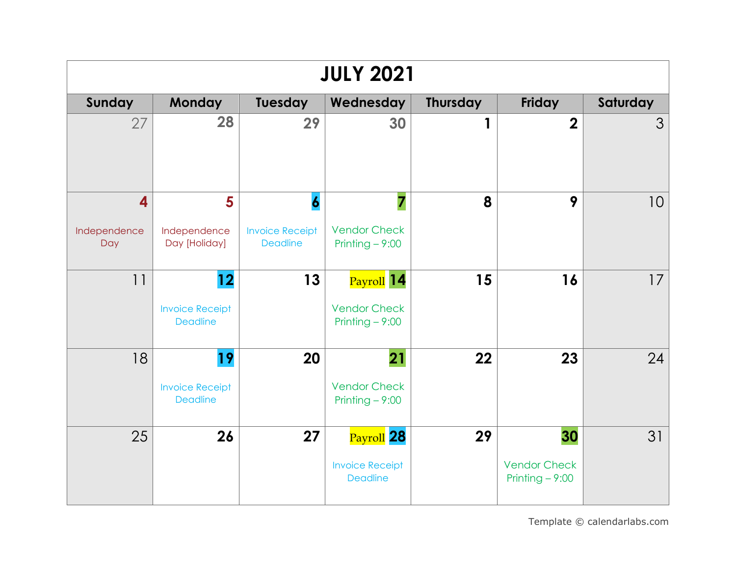# JULY 2021

| Sunday | Monday | Tuesday | Wednesday | Thursday | Friday | Saturday |
|---|---|---|---|---|---|---|
| 27 | 28 | 29 | 30 | 1 | 2 | 3 |
| 4 Independence Day | 5 Independence Day [Holiday] | 6 Invoice Receipt Deadline | 7 Vendor Check Printing – 9:00 | 8 | 9 | 10 |
| 11 | 12 Invoice Receipt Deadline | 13 | Payroll 14 Vendor Check Printing – 9:00 | 15 | 16 | 17 |
| 18 | 19 Invoice Receipt Deadline | 20 | 21 Vendor Check Printing – 9:00 | 22 | 23 | 24 |
| 25 | 26 | 27 | Payroll 28 Invoice Receipt Deadline | 29 | 30 Vendor Check Printing – 9:00 | 31 |

Template © calendarlabs.com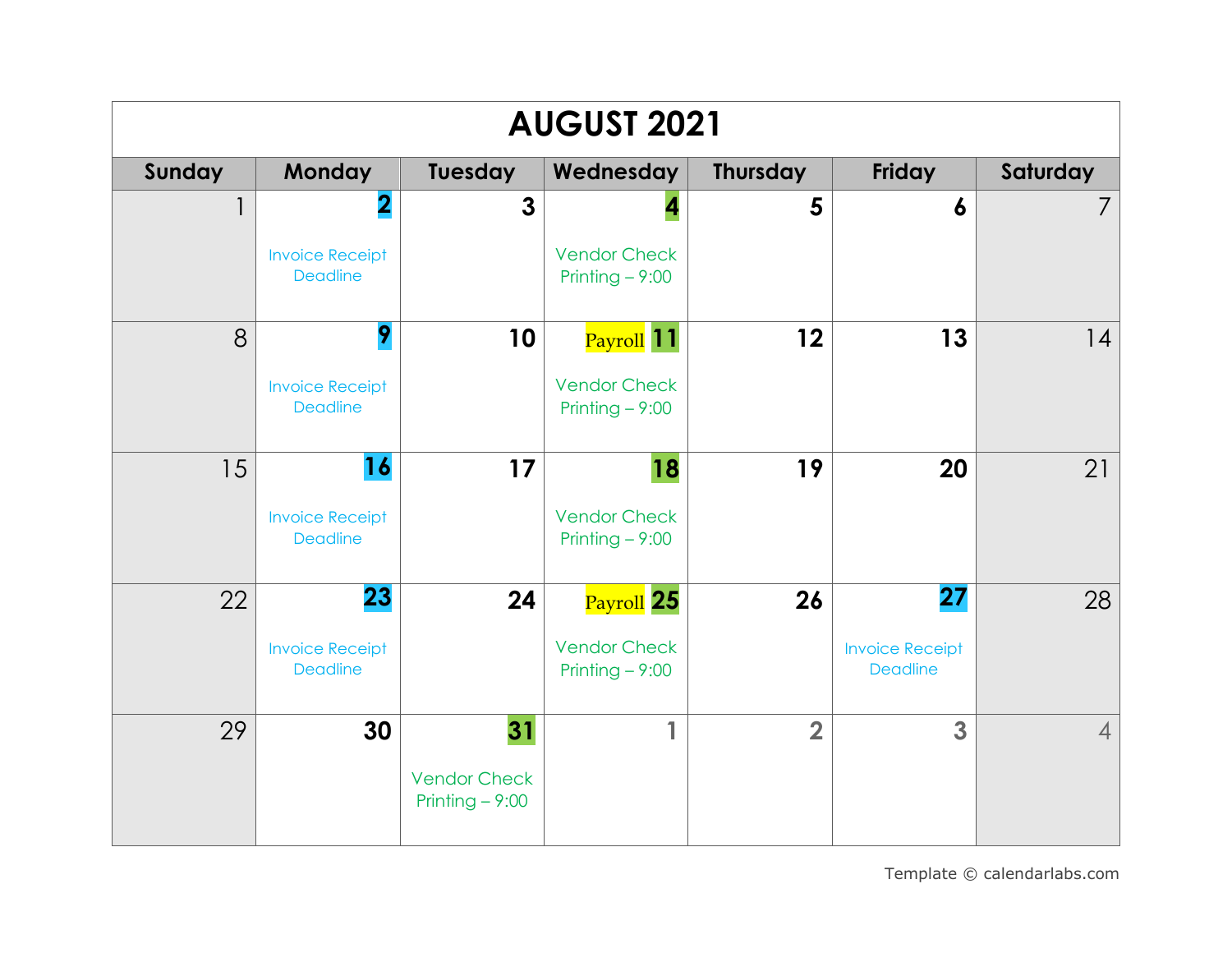# AUGUST 2021

| Sunday | Monday | Tuesday | Wednesday | Thursday | Friday | Saturday |
|---|---|---|---|---|---|---|
| 1 | 2 Invoice Receipt Deadline | 3 | 4 Vendor Check Printing – 9:00 | 5 | 6 | 7 |
| 8 | 9 Invoice Receipt Deadline | 10 | Payroll 11 Vendor Check Printing – 9:00 | 12 | 13 | 14 |
| 15 | 16 Invoice Receipt Deadline | 17 | 18 Vendor Check Printing – 9:00 | 19 | 20 | 21 |
| 22 | 23 Invoice Receipt Deadline | 24 | Payroll 25 Vendor Check Printing – 9:00 | 26 | 27 Invoice Receipt Deadline | 28 |
| 29 | 30 | 31 Vendor Check Printing – 9:00 | 1 | 2 | 3 | 4 |

Template © calendarlabs.com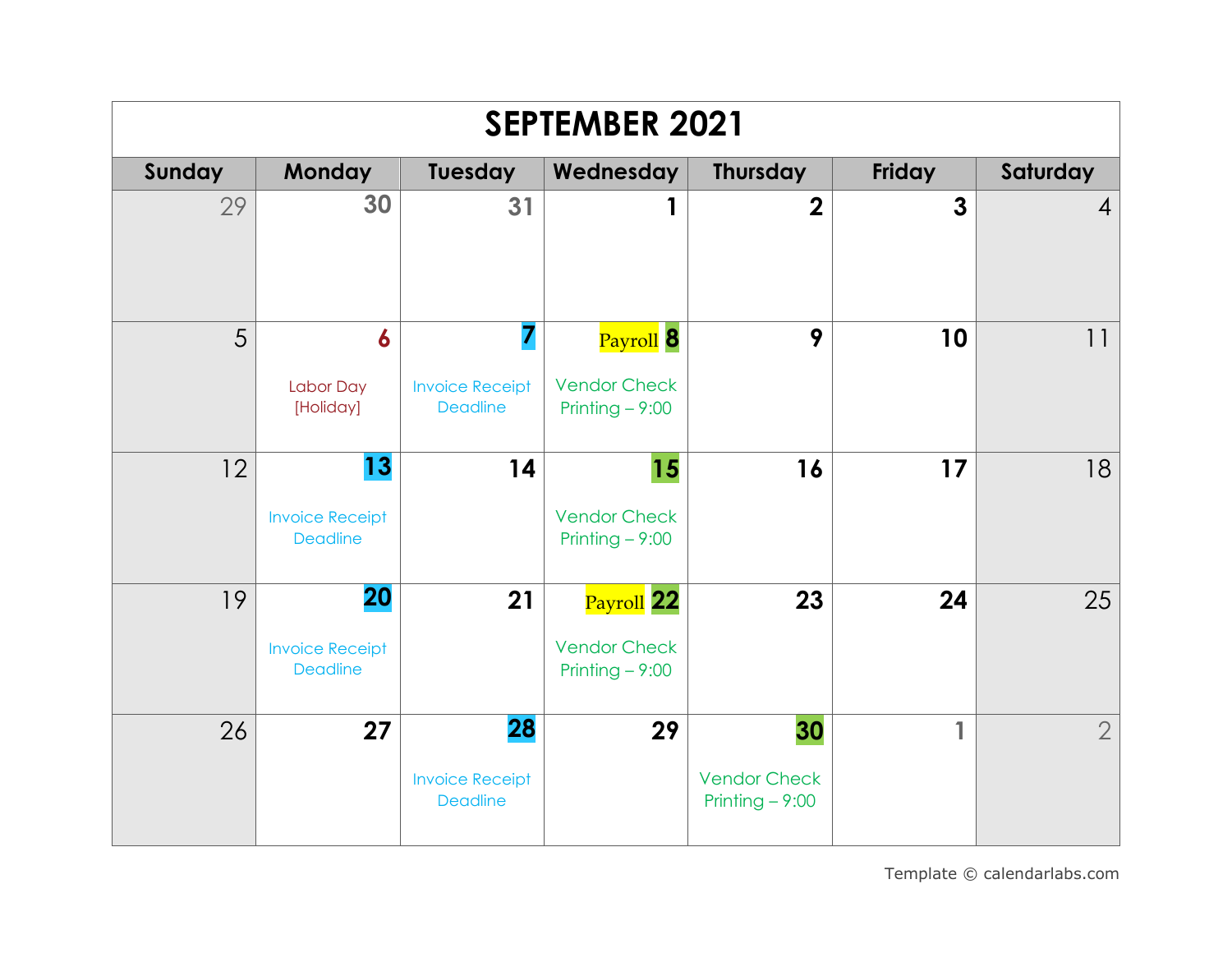# SEPTEMBER 2021

| Sunday | Monday | Tuesday | Wednesday | Thursday | Friday | Saturday |
|---|---|---|---|---|---|---|
| 29 | 30 | 31 | 1 | 2 | 3 | 4 |
| 5 | 6<br>Labor Day [Holiday] | 7<br>Invoice Receipt Deadline | Payroll 8<br>Vendor Check Printing – 9:00 | 9 | 10 | 11 |
| 12 | 13<br>Invoice Receipt Deadline | 14 | 15<br>Vendor Check Printing – 9:00 | 16 | 17 | 18 |
| 19 | 20<br>Invoice Receipt Deadline | 21 | Payroll 22<br>Vendor Check Printing – 9:00 | 23 | 24 | 25 |
| 26 | 27 | 28<br>Invoice Receipt Deadline | 29 | 30<br>Vendor Check Printing – 9:00 | 1 | 2 |

Template © calendarlabs.com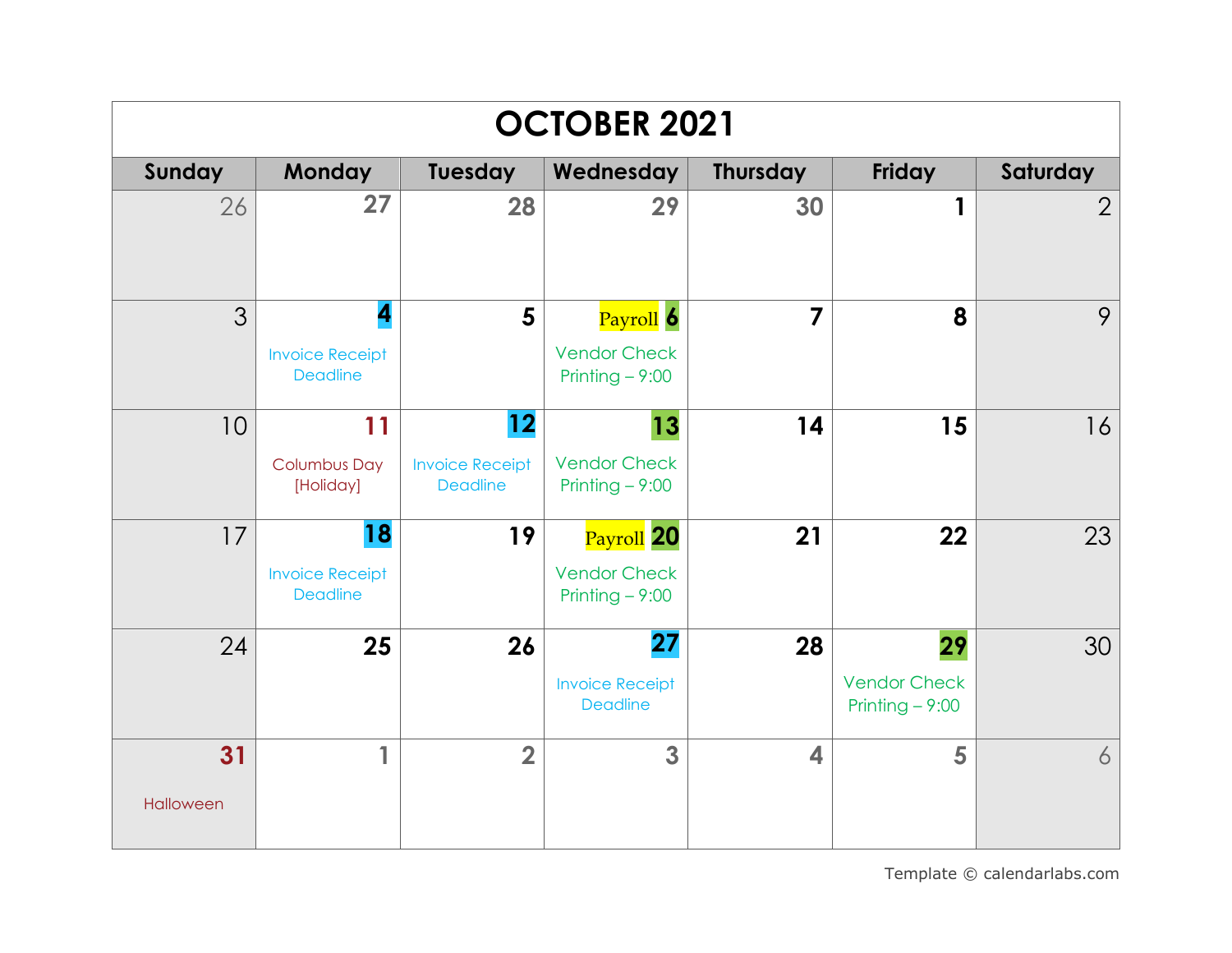# OCTOBER 2021

| Sunday | Monday | Tuesday | Wednesday | Thursday | Friday | Saturday |
| --- | --- | --- | --- | --- | --- | --- |
| 26 | 27 | 28 | 29 | 30 | 1 | 2 |
| 3 | 4 Invoice Receipt Deadline | 5 | Payroll 6 Vendor Check Printing – 9:00 | 7 | 8 | 9 |
| 10 | 11 Columbus Day [Holiday] | 12 Invoice Receipt Deadline | 13 Vendor Check Printing – 9:00 | 14 | 15 | 16 |
| 17 | 18 Invoice Receipt Deadline | 19 | Payroll 20 Vendor Check Printing – 9:00 | 21 | 22 | 23 |
| 24 | 25 | 26 | 27 Invoice Receipt Deadline | 28 | 29 Vendor Check Printing – 9:00 | 30 |
| 31 Halloween | 1 | 2 | 3 | 4 | 5 | 6 |

Template © calendarlabs.com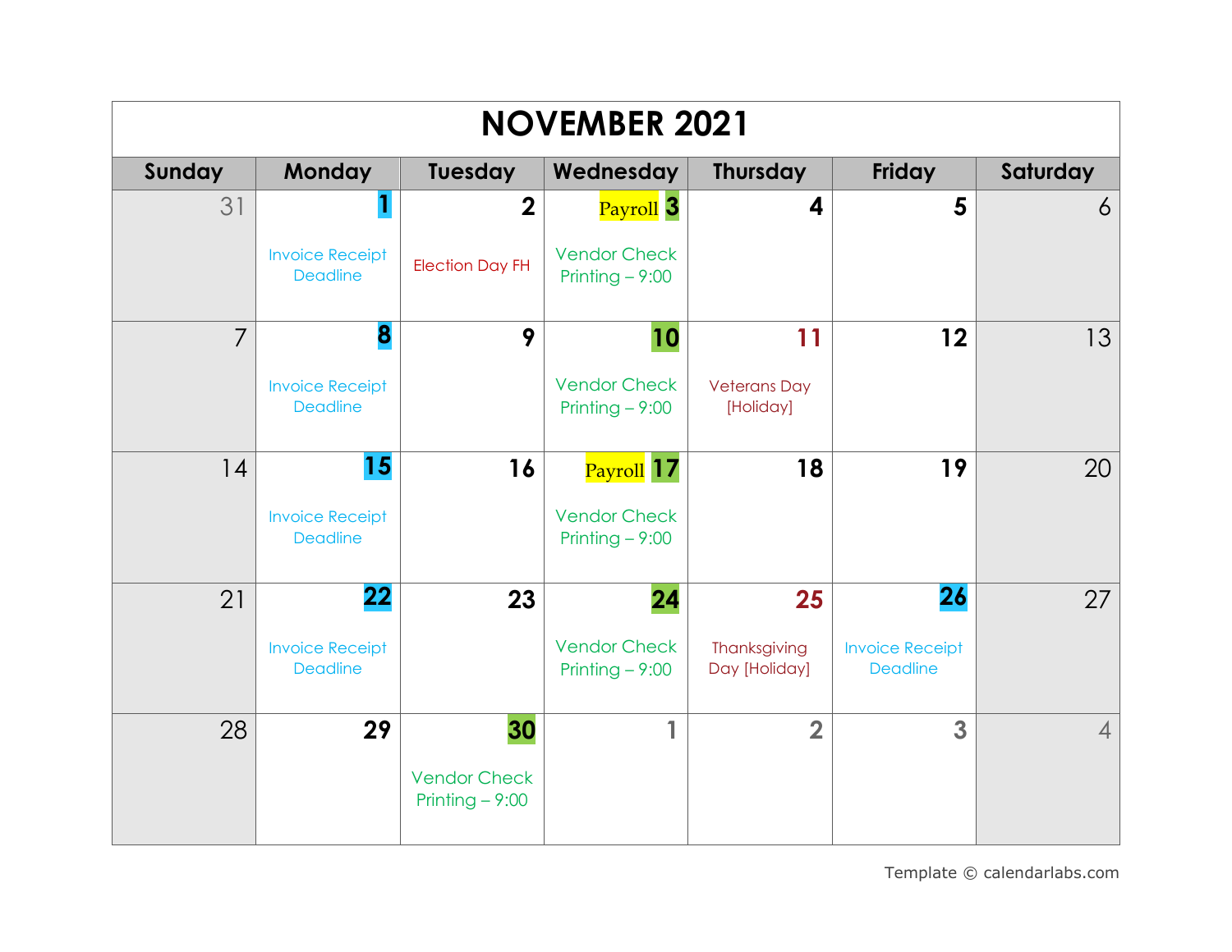# NOVEMBER 2021

| Sunday | Monday | Tuesday | Wednesday | Thursday | Friday | Saturday |
|---|---|---|---|---|---|---|
| 31 | 1<br>Invoice Receipt Deadline | 2<br>Election Day FH | Payroll 3<br>Vendor Check Printing – 9:00 | 4 | 5 | 6 |
| 7 | 8<br>Invoice Receipt Deadline | 9 | 10<br>Vendor Check Printing – 9:00 | 11<br>Veterans Day [Holiday] | 12 | 13 |
| 14 | 15<br>Invoice Receipt Deadline | 16 | Payroll 17<br>Vendor Check Printing – 9:00 | 18 | 19 | 20 |
| 21 | 22<br>Invoice Receipt Deadline | 23 | 24<br>Vendor Check Printing – 9:00 | 25<br>Thanksgiving Day [Holiday] | 26<br>Invoice Receipt Deadline | 27 |
| 28 | 29 | 30<br>Vendor Check Printing – 9:00 | 1 | 2 | 3 | 4 |

Template © calendarlabs.com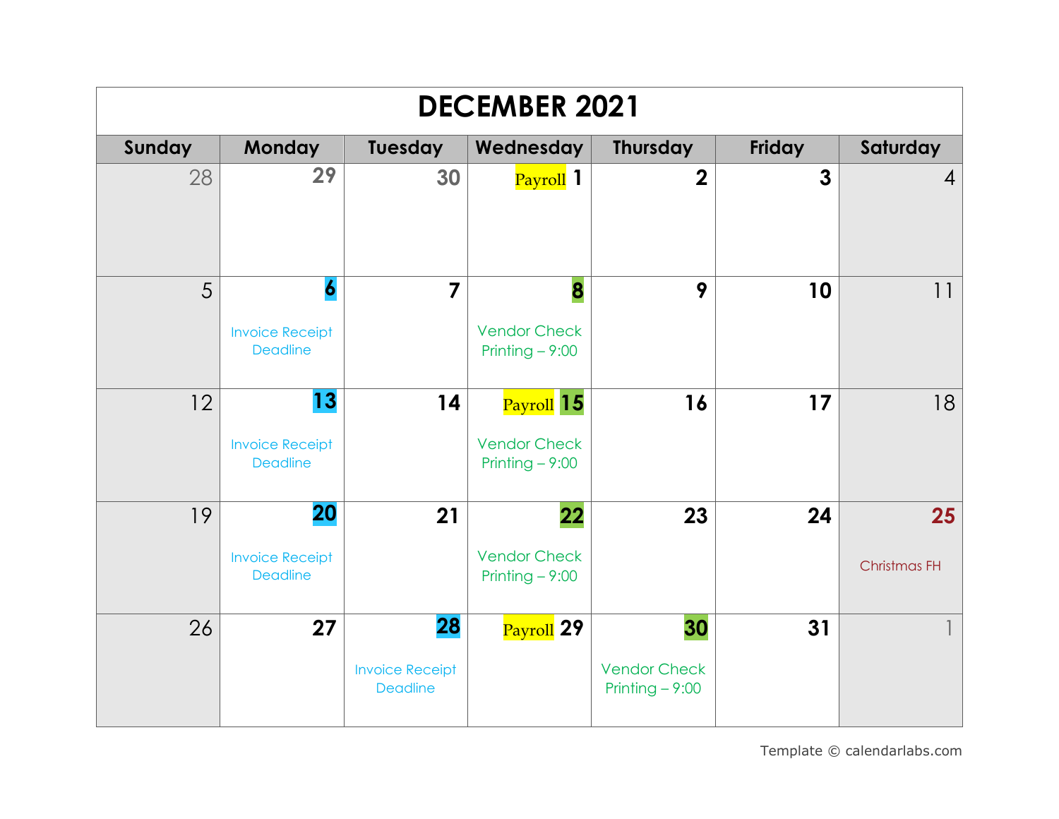# DECEMBER 2021

| Sunday | Monday | Tuesday | Wednesday | Thursday | Friday | Saturday |
|---|---|---|---|---|---|---|
| 28 | 29 | 30 | Payroll 1 | 2 | 3 | 4 |
| 5 | 6 Invoice Receipt Deadline | 7 | 8 Vendor Check Printing – 9:00 | 9 | 10 | 11 |
| 12 | 13 Invoice Receipt Deadline | 14 | Payroll 15 Vendor Check Printing – 9:00 | 16 | 17 | 18 |
| 19 | 20 Invoice Receipt Deadline | 21 | 22 Vendor Check Printing – 9:00 | 23 | 24 | 25 Christmas FH |
| 26 | 27 | 28 Invoice Receipt Deadline | Payroll 29 | 30 Vendor Check Printing – 9:00 | 31 | 1 |

Template © calendarlabs.com